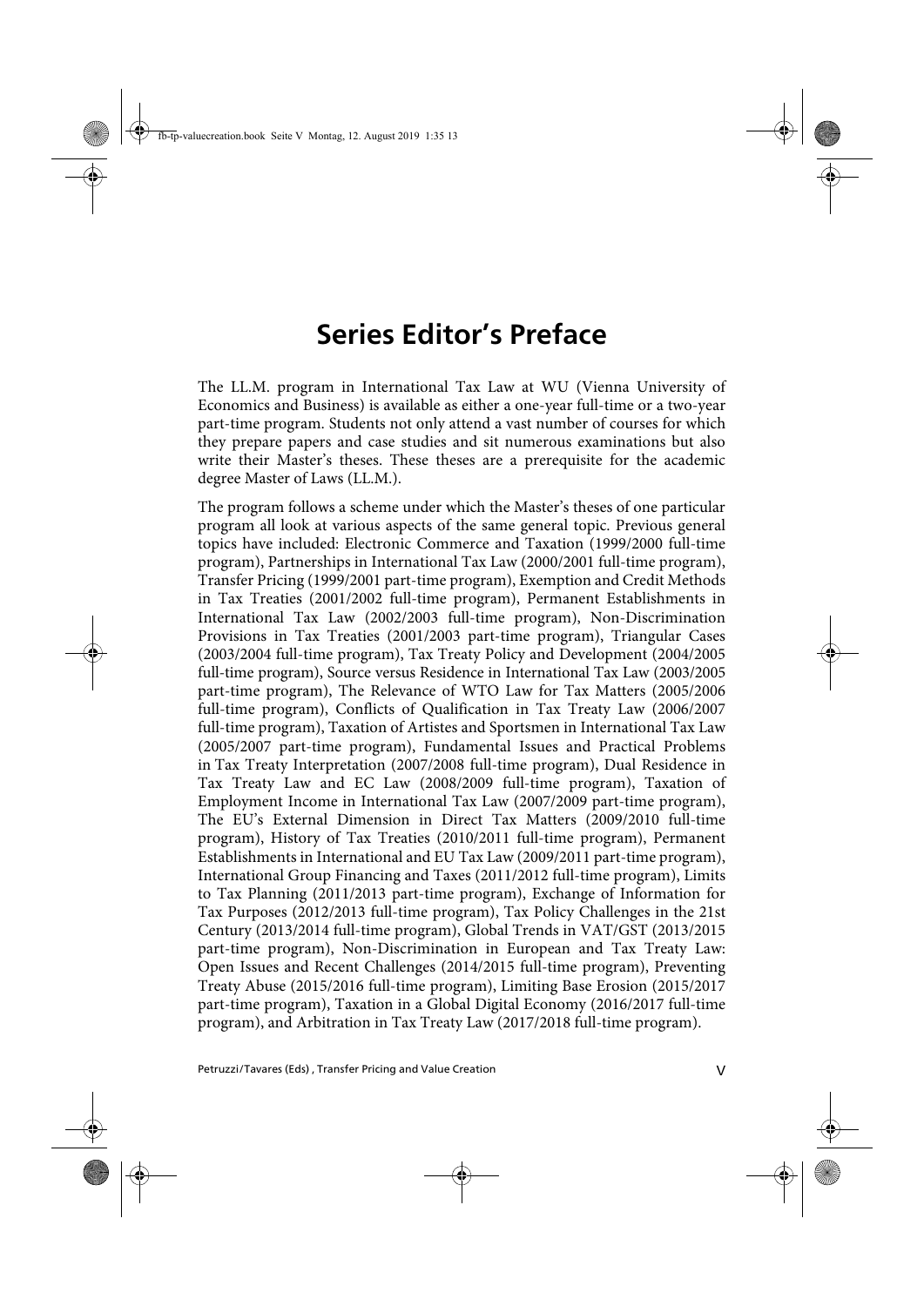# Series Editor's Preface

The LL.M. program in International Tax Law at WU (Vienna University of Economics and Business) is available as either a one-year full-time or a two-year part-time program. Students not only attend a vast number of courses for which they prepare papers and case studies and sit numerous examinations but also write their Master's theses. These theses are a prerequisite for the academic degree Master of Laws (LL.M.).

The program follows a scheme under which the Master's theses of one particular program all look at various aspects of the same general topic. Previous general topics have included: Electronic Commerce and Taxation (1999/2000 full-time program), Partnerships in International Tax Law (2000/2001 full-time program), Transfer Pricing (1999/2001 part-time program), Exemption and Credit Methods in Tax Treaties (2001/2002 full-time program), Permanent Establishments in International Tax Law (2002/2003 full-time program), Non-Discrimination Provisions in Tax Treaties (2001/2003 part-time program), Triangular Cases (2003/2004 full-time program), Tax Treaty Policy and Development (2004/2005 full-time program), Source versus Residence in International Tax Law (2003/2005 part-time program), The Relevance of WTO Law for Tax Matters (2005/2006 full-time program), Conflicts of Qualification in Tax Treaty Law (2006/2007 full-time program), Taxation of Artistes and Sportsmen in International Tax Law (2005/2007 part-time program), Fundamental Issues and Practical Problems in Tax Treaty Interpretation (2007/2008 full-time program), Dual Residence in Tax Treaty Law and EC Law (2008/2009 full-time program), Taxation of Employment Income in International Tax Law (2007/2009 part-time program), The EU's External Dimension in Direct Tax Matters (2009/2010 full-time program), History of Tax Treaties (2010/2011 full-time program), Permanent Establishments in International and EU Tax Law (2009/2011 part-time program), International Group Financing and Taxes (2011/2012 full-time program), Limits to Tax Planning (2011/2013 part-time program), Exchange of Information for Tax Purposes (2012/2013 full-time program), Tax Policy Challenges in the 21st Century (2013/2014 full-time program), Global Trends in VAT/GST (2013/2015 part-time program), Non-Discrimination in European and Tax Treaty Law: Open Issues and Recent Challenges (2014/2015 full-time program), Preventing Treaty Abuse (2015/2016 full-time program), Limiting Base Erosion (2015/2017 part-time program), Taxation in a Global Digital Economy (2016/2017 full-time program), and Arbitration in Tax Treaty Law (2017/2018 full-time program).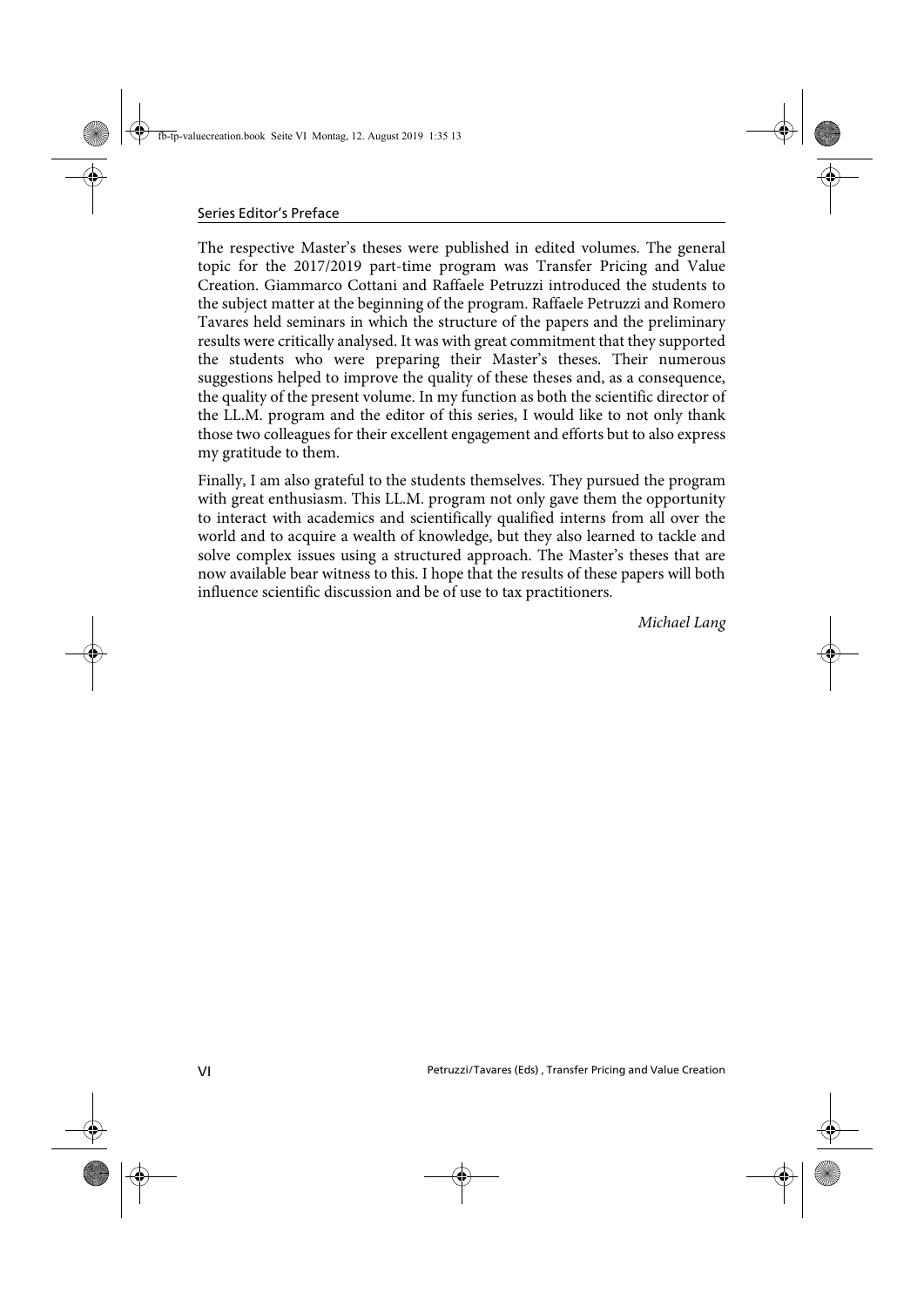The respective Master's theses were published in edited volumes. The general topic for the 2017/2019 part-time program was Transfer Pricing and Value Creation. Giammarco Cottani and Raffaele Petruzzi introduced the students to the subject matter at the beginning of the program. Raffaele Petruzzi and Romero Tavares held seminars in which the structure of the papers and the preliminary results were critically analysed. It was with great commitment that they supported the students who were preparing their Master's theses. Their numerous suggestions helped to improve the quality of these theses and, as a consequence, the quality of the present volume. In my function as both the scientific director of the LL.M. program and the editor of this series, I would like to not only thank those two colleagues for their excellent engagement and efforts but to also express my gratitude to them.

Finally, I am also grateful to the students themselves. They pursued the program with great enthusiasm. This LL.M. program not only gave them the opportunity to interact with academics and scientifically qualified interns from all over the world and to acquire a wealth of knowledge, but they also learned to tackle and solve complex issues using a structured approach. The Master's theses that are now available bear witness to this. I hope that the results of these papers will both influence scientific discussion and be of use to tax practitioners.

*Michael Lang*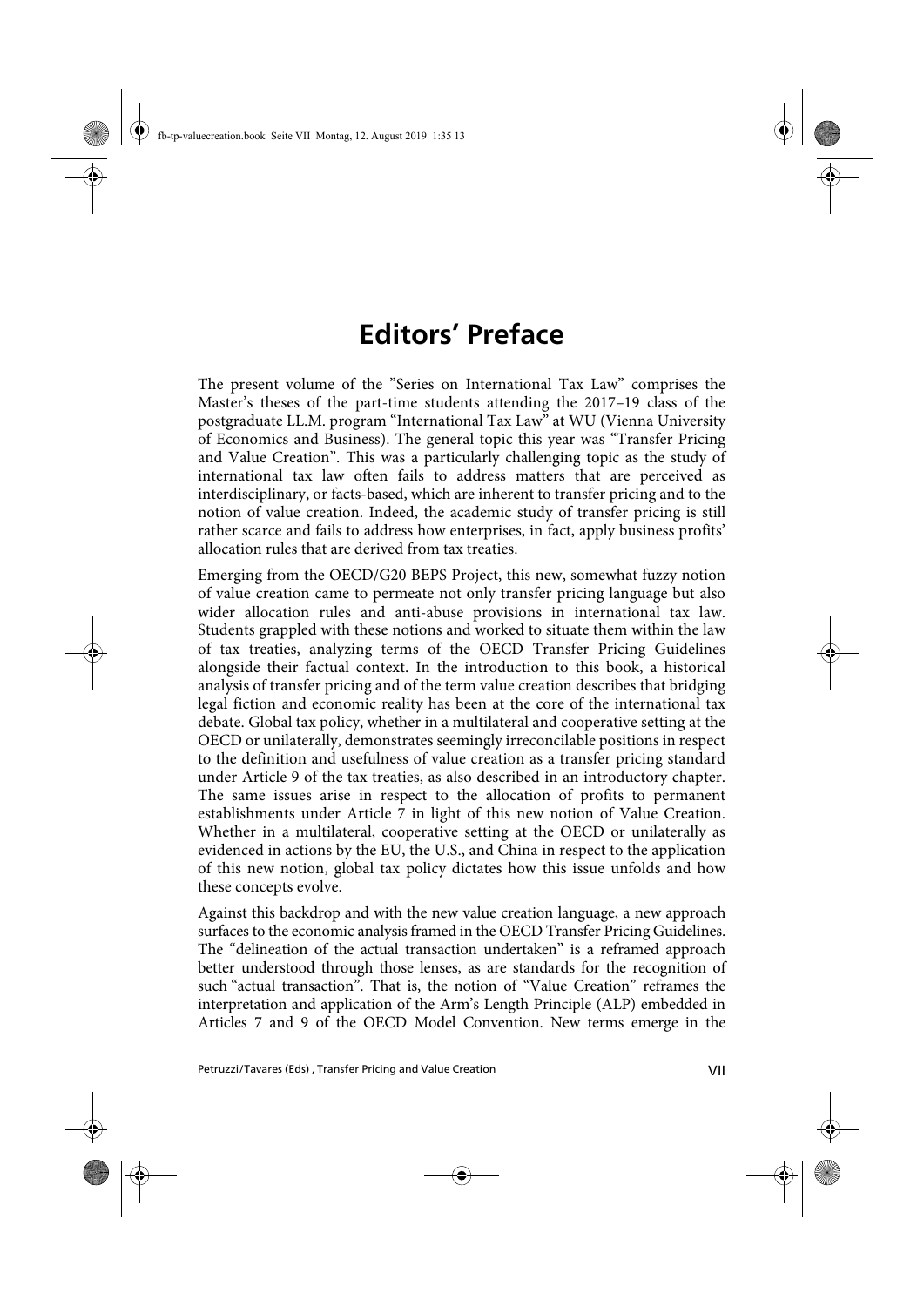# Editors' Preface

The present volume of the "Series on International Tax Law" comprises the Master's theses of the part-time students attending the 2017–19 class of the postgraduate LL.M. program "International Tax Law" at WU (Vienna University of Economics and Business). The general topic this year was "Transfer Pricing and Value Creation". This was a particularly challenging topic as the study of international tax law often fails to address matters that are perceived as interdisciplinary, or facts-based, which are inherent to transfer pricing and to the notion of value creation. Indeed, the academic study of transfer pricing is still rather scarce and fails to address how enterprises, in fact, apply business profits' allocation rules that are derived from tax treaties.

Emerging from the OECD/G20 BEPS Project, this new, somewhat fuzzy notion of value creation came to permeate not only transfer pricing language but also wider allocation rules and anti-abuse provisions in international tax law. Students grappled with these notions and worked to situate them within the law of tax treaties, analyzing terms of the OECD Transfer Pricing Guidelines alongside their factual context. In the introduction to this book, a historical analysis of transfer pricing and of the term value creation describes that bridging legal fiction and economic reality has been at the core of the international tax debate. Global tax policy, whether in a multilateral and cooperative setting at the OECD or unilaterally, demonstrates seemingly irreconcilable positions in respect to the definition and usefulness of value creation as a transfer pricing standard under Article 9 of the tax treaties, as also described in an introductory chapter. The same issues arise in respect to the allocation of profits to permanent establishments under Article 7 in light of this new notion of Value Creation. Whether in a multilateral, cooperative setting at the OECD or unilaterally as evidenced in actions by the EU, the U.S., and China in respect to the application of this new notion, global tax policy dictates how this issue unfolds and how these concepts evolve.

Against this backdrop and with the new value creation language, a new approach surfaces to the economic analysis framed in the OECD Transfer Pricing Guidelines. The "delineation of the actual transaction undertaken" is a reframed approach better understood through those lenses, as are standards for the recognition of such "actual transaction". That is, the notion of "Value Creation" reframes the interpretation and application of the Arm's Length Principle (ALP) embedded in Articles 7 and 9 of the OECD Model Convention. New terms emerge in the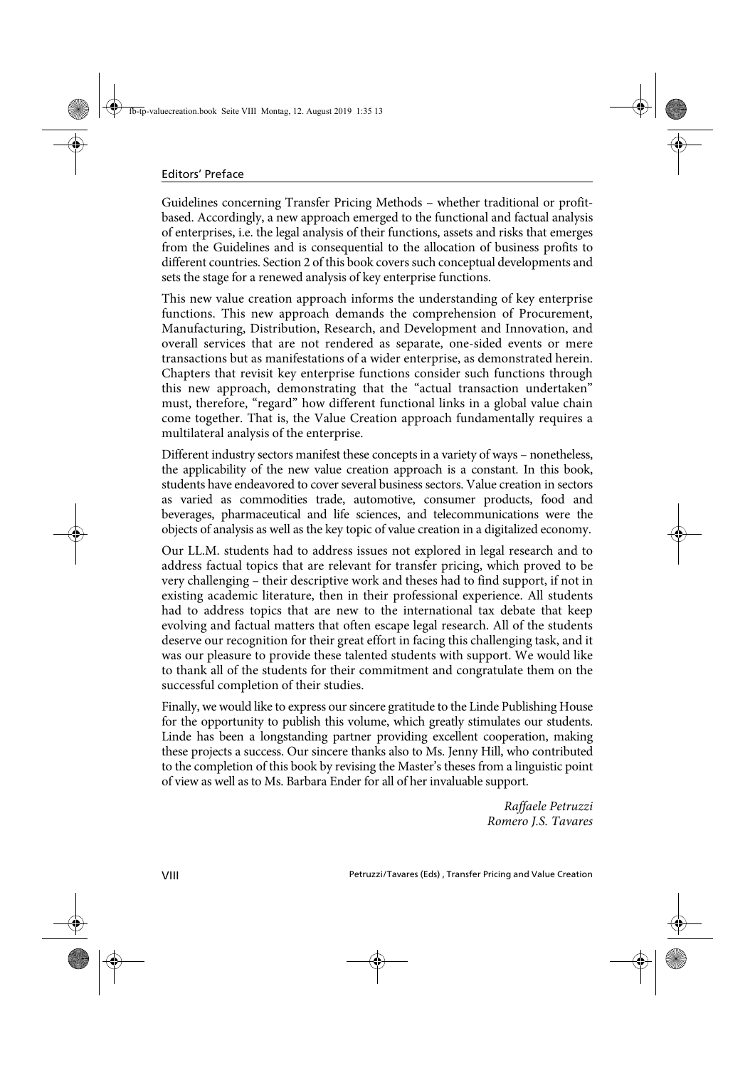Guidelines concerning Transfer Pricing Methods – whether traditional or profit-based. Accordingly, a new approach emerged to the functional and factual analysis of enterprises, i.e. the legal analysis of their functions, assets and risks that emerges from the Guidelines and is consequential to the allocation of business profits to different countries. Section 2 of this book covers such conceptual developments and sets the stage for a renewed analysis of key enterprise functions.

This new value creation approach informs the understanding of key enterprise functions. This new approach demands the comprehension of Procurement, Manufacturing, Distribution, Research, and Development and Innovation, and overall services that are not rendered as separate, one-sided events or mere transactions but as manifestations of a wider enterprise, as demonstrated herein. Chapters that revisit key enterprise functions consider such functions through this new approach, demonstrating that the "actual transaction undertaken" must, therefore, "regard" how different functional links in a global value chain come together. That is, the Value Creation approach fundamentally requires a multilateral analysis of the enterprise.

Different industry sectors manifest these concepts in a variety of ways – nonetheless, the applicability of the new value creation approach is a constant. In this book, students have endeavored to cover several business sectors. Value creation in sectors as varied as commodities trade, automotive, consumer products, food and beverages, pharmaceutical and life sciences, and telecommunications were the objects of analysis as well as the key topic of value creation in a digitalized economy.

Our LL.M. students had to address issues not explored in legal research and to address factual topics that are relevant for transfer pricing, which proved to be very challenging – their descriptive work and theses had to find support, if not in existing academic literature, then in their professional experience. All students had to address topics that are new to the international tax debate that keep evolving and factual matters that often escape legal research. All of the students deserve our recognition for their great effort in facing this challenging task, and it was our pleasure to provide these talented students with support. We would like to thank all of the students for their commitment and congratulate them on the successful completion of their studies.

Finally, we would like to express our sincere gratitude to the Linde Publishing House for the opportunity to publish this volume, which greatly stimulates our students. Linde has been a longstanding partner providing excellent cooperation, making these projects a success. Our sincere thanks also to Ms. Jenny Hill, who contributed to the completion of this book by revising the Master's theses from a linguistic point of view as well as to Ms. Barbara Ender for all of her invaluable support.

*Raffaele Petruzzi*
*Romero J.S. Tavares*